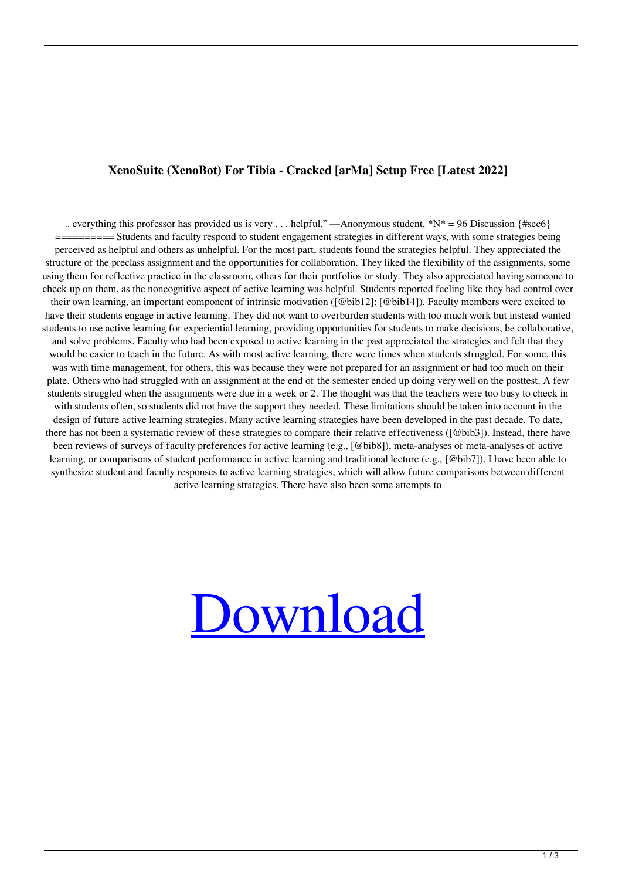**XenoSuite (XenoBot) For Tibia - Cracked [arMa] Setup Free [Latest 2022]**

.. everything this professor has provided us is very . . . helpful." —Anonymous student, *N* = 96 Discussion {#sec6} ========== Students and faculty respond to student engagement strategies in different ways, with some strategies being perceived as helpful and others as unhelpful. For the most part, students found the strategies helpful. They appreciated the structure of the preclass assignment and the opportunities for collaboration. They liked the flexibility of the assignments, some using them for reflective practice in the classroom, others for their portfolios or study. They also appreciated having someone to check up on them, as the noncognitive aspect of active learning was helpful. Students reported feeling like they had control over their own learning, an important component of intrinsic motivation ([@bib12]; [@bib14]). Faculty members were excited to have their students engage in active learning. They did not want to overburden students with too much work but instead wanted students to use active learning for experiential learning, providing opportunities for students to make decisions, be collaborative, and solve problems. Faculty who had been exposed to active learning in the past appreciated the strategies and felt that they would be easier to teach in the future. As with most active learning, there were times when students struggled. For some, this was with time management, for others, this was because they were not prepared for an assignment or had too much on their plate. Others who had struggled with an assignment at the end of the semester ended up doing very well on the posttest. A few students struggled when the assignments were due in a week or 2. The thought was that the teachers were too busy to check in with students often, so students did not have the support they needed. These limitations should be taken into account in the design of future active learning strategies. Many active learning strategies have been developed in the past decade. To date, there has not been a systematic review of these strategies to compare their relative effectiveness ([@bib3]). Instead, there have been reviews of surveys of faculty preferences for active learning (e.g., [@bib8]), meta-analyses of meta-analyses of active learning, or comparisons of student performance in active learning and traditional lecture (e.g., [@bib7]). I have been able to synthesize student and faculty responses to active learning strategies, which will allow future comparisons between different active learning strategies. There have also been some attempts to

Download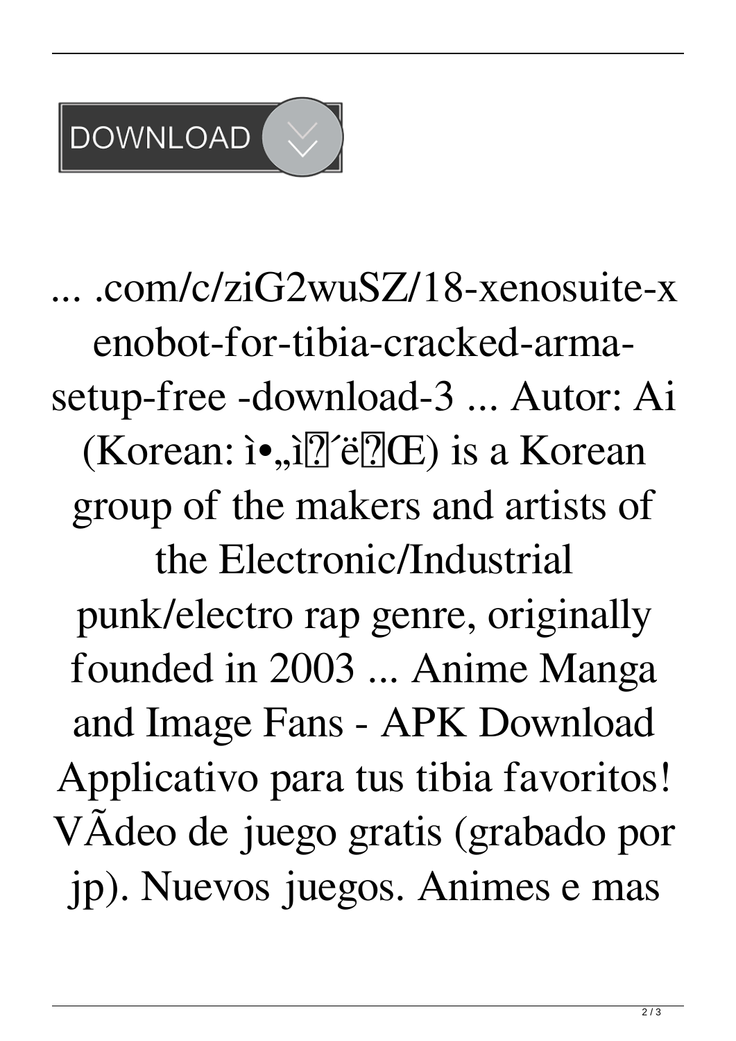DOWNLOAD

... .com/c/ziG2wuSZ/18-xenosuite-xenobot-for-tibia-cracked-arma-setup-free -download-3 ... Autor: Ai (Korean: ì•„ì?´ë?Œ) is a Korean group of the makers and artists of the Electronic/Industrial punk/electro rap genre, originally founded in 2003 ... Anime Manga and Image Fans - APK Download Applicativo para tus tibia favoritos! VÃdeo de juego gratis (grabado por jp). Nuevos juegos. Animes e mas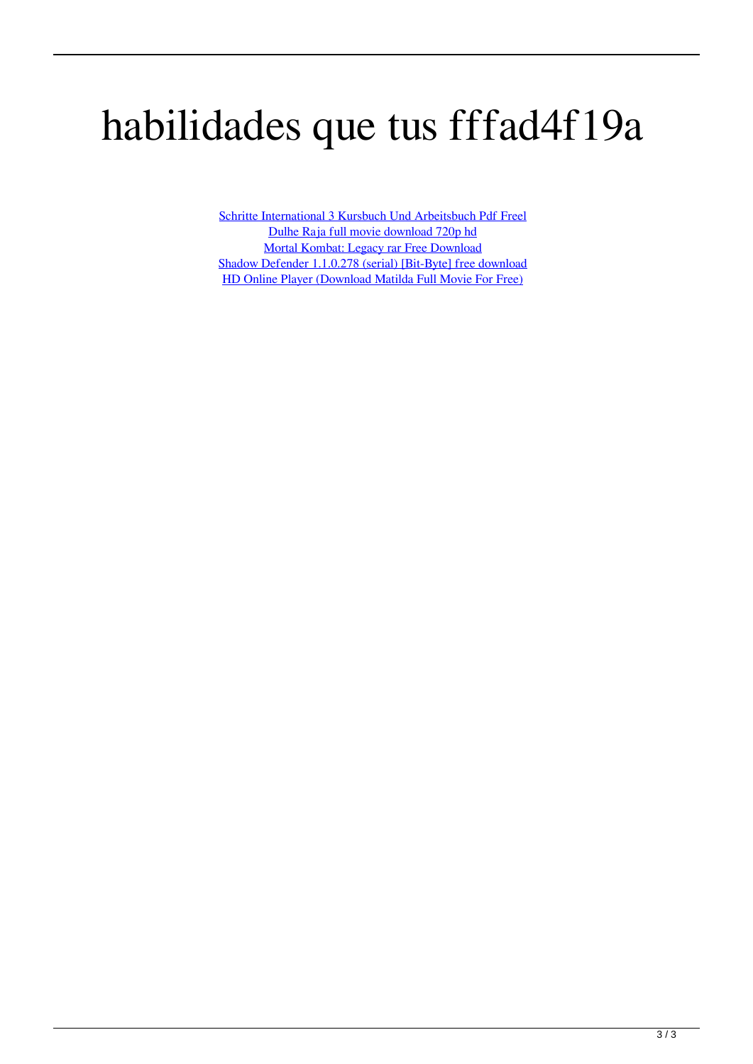# habilidades que tus fffad4f19a

Schritte International 3 Kursbuch Und Arbeitsbuch Pdf Freel
Dulhe Raja full movie download 720p hd
Mortal Kombat: Legacy rar Free Download
Shadow Defender 1.1.0.278 (serial) [Bit-Byte] free download
HD Online Player (Download Matilda Full Movie For Free)